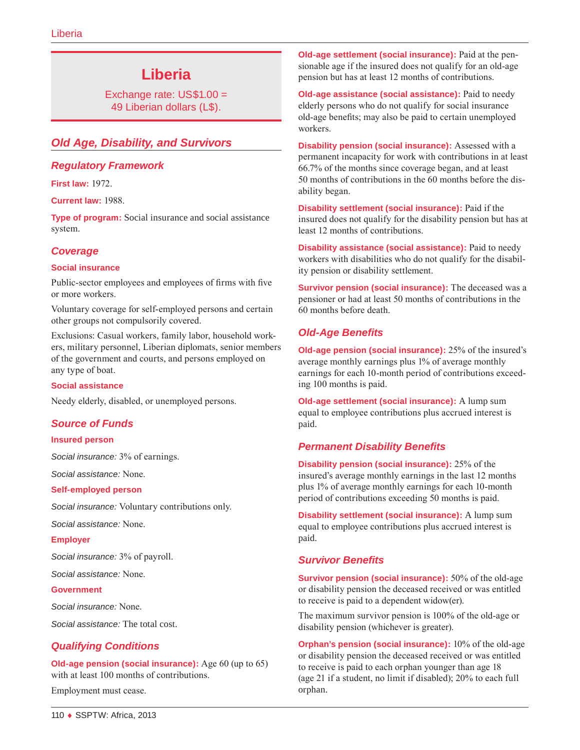# Liberia

Exchange rate: US$1.00 = 49 Liberian dollars (L$).

## Old Age, Disability, and Survivors

### Regulatory Framework

**First law:** 1972.

**Current law:** 1988.

**Type of program:** Social insurance and social assistance system.

### Coverage

**Social insurance**

Public-sector employees and employees of firms with five or more workers.

Voluntary coverage for self-employed persons and certain other groups not compulsorily covered.

Exclusions: Casual workers, family labor, household workers, military personnel, Liberian diplomats, senior members of the government and courts, and persons employed on any type of boat.

**Social assistance**

Needy elderly, disabled, or unemployed persons.

### Source of Funds

**Insured person**

*Social insurance:* 3% of earnings.

*Social assistance:* None.

**Self-employed person**

*Social insurance:* Voluntary contributions only.

*Social assistance:* None.

**Employer**

*Social insurance:* 3% of payroll.

*Social assistance:* None.

**Government**

*Social insurance:* None.

*Social assistance:* The total cost.

### Qualifying Conditions

**Old-age pension (social insurance):** Age 60 (up to 65) with at least 100 months of contributions.

Employment must cease.

**Old-age settlement (social insurance):** Paid at the pensionable age if the insured does not qualify for an old-age pension but has at least 12 months of contributions.

**Old-age assistance (social assistance):** Paid to needy elderly persons who do not qualify for social insurance old-age benefits; may also be paid to certain unemployed workers.

**Disability pension (social insurance):** Assessed with a permanent incapacity for work with contributions in at least 66.7% of the months since coverage began, and at least 50 months of contributions in the 60 months before the disability began.

**Disability settlement (social insurance):** Paid if the insured does not qualify for the disability pension but has at least 12 months of contributions.

**Disability assistance (social assistance):** Paid to needy workers with disabilities who do not qualify for the disability pension or disability settlement.

**Survivor pension (social insurance):** The deceased was a pensioner or had at least 50 months of contributions in the 60 months before death.

### Old-Age Benefits

**Old-age pension (social insurance):** 25% of the insured's average monthly earnings plus 1% of average monthly earnings for each 10-month period of contributions exceeding 100 months is paid.

**Old-age settlement (social insurance):** A lump sum equal to employee contributions plus accrued interest is paid.

### Permanent Disability Benefits

**Disability pension (social insurance):** 25% of the insured's average monthly earnings in the last 12 months plus 1% of average monthly earnings for each 10-month period of contributions exceeding 50 months is paid.

**Disability settlement (social insurance):** A lump sum equal to employee contributions plus accrued interest is paid.

### Survivor Benefits

**Survivor pension (social insurance):** 50% of the old-age or disability pension the deceased received or was entitled to receive is paid to a dependent widow(er).

The maximum survivor pension is 100% of the old-age or disability pension (whichever is greater).

**Orphan's pension (social insurance):** 10% of the old-age or disability pension the deceased received or was entitled to receive is paid to each orphan younger than age 18 (age 21 if a student, no limit if disabled); 20% to each full orphan.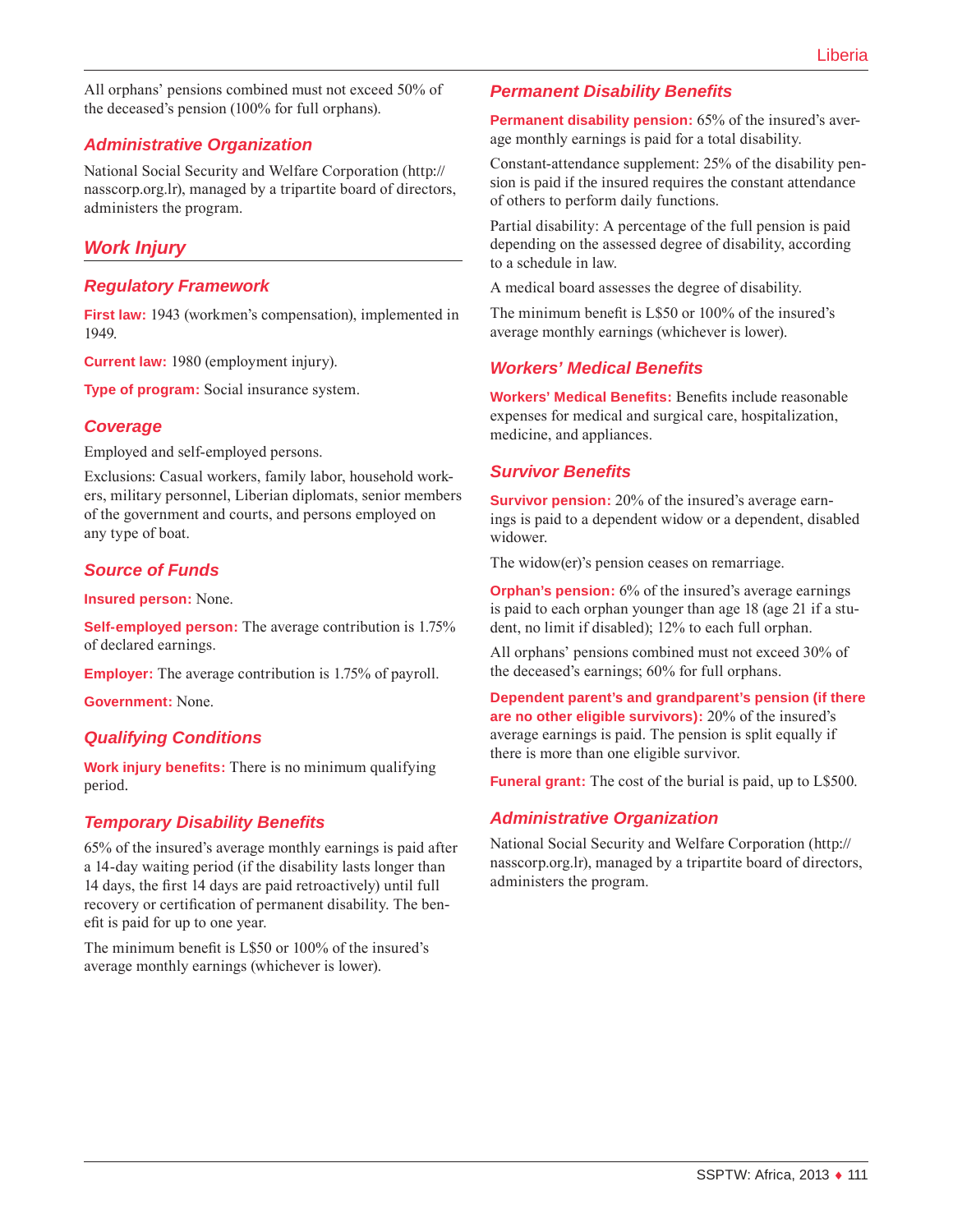All orphans' pensions combined must not exceed 50% of the deceased's pension (100% for full orphans).

### Administrative Organization

National Social Security and Welfare Corporation (http://nasscorp.org.lr), managed by a tripartite board of directors, administers the program.

## Work Injury

### Regulatory Framework

**First law:** 1943 (workmen's compensation), implemented in 1949.

**Current law:** 1980 (employment injury).

**Type of program:** Social insurance system.

### Coverage

Employed and self-employed persons.

Exclusions: Casual workers, family labor, household workers, military personnel, Liberian diplomats, senior members of the government and courts, and persons employed on any type of boat.

### Source of Funds

**Insured person:** None.

**Self-employed person:** The average contribution is 1.75% of declared earnings.

**Employer:** The average contribution is 1.75% of payroll.

**Government:** None.

### Qualifying Conditions

**Work injury benefits:** There is no minimum qualifying period.

### Temporary Disability Benefits

65% of the insured's average monthly earnings is paid after a 14-day waiting period (if the disability lasts longer than 14 days, the first 14 days are paid retroactively) until full recovery or certification of permanent disability. The benefit is paid for up to one year.

The minimum benefit is L$50 or 100% of the insured's average monthly earnings (whichever is lower).

### Permanent Disability Benefits

**Permanent disability pension:** 65% of the insured's average monthly earnings is paid for a total disability.

Constant-attendance supplement: 25% of the disability pension is paid if the insured requires the constant attendance of others to perform daily functions.

Partial disability: A percentage of the full pension is paid depending on the assessed degree of disability, according to a schedule in law.

A medical board assesses the degree of disability.

The minimum benefit is L$50 or 100% of the insured's average monthly earnings (whichever is lower).

### Workers' Medical Benefits

**Workers' Medical Benefits:** Benefits include reasonable expenses for medical and surgical care, hospitalization, medicine, and appliances.

### Survivor Benefits

**Survivor pension:** 20% of the insured's average earnings is paid to a dependent widow or a dependent, disabled widower.

The widow(er)'s pension ceases on remarriage.

**Orphan's pension:** 6% of the insured's average earnings is paid to each orphan younger than age 18 (age 21 if a student, no limit if disabled); 12% to each full orphan.

All orphans' pensions combined must not exceed 30% of the deceased's earnings; 60% for full orphans.

**Dependent parent's and grandparent's pension (if there are no other eligible survivors):** 20% of the insured's average earnings is paid. The pension is split equally if there is more than one eligible survivor.

**Funeral grant:** The cost of the burial is paid, up to L$500.

### Administrative Organization

National Social Security and Welfare Corporation (http://nasscorp.org.lr), managed by a tripartite board of directors, administers the program.